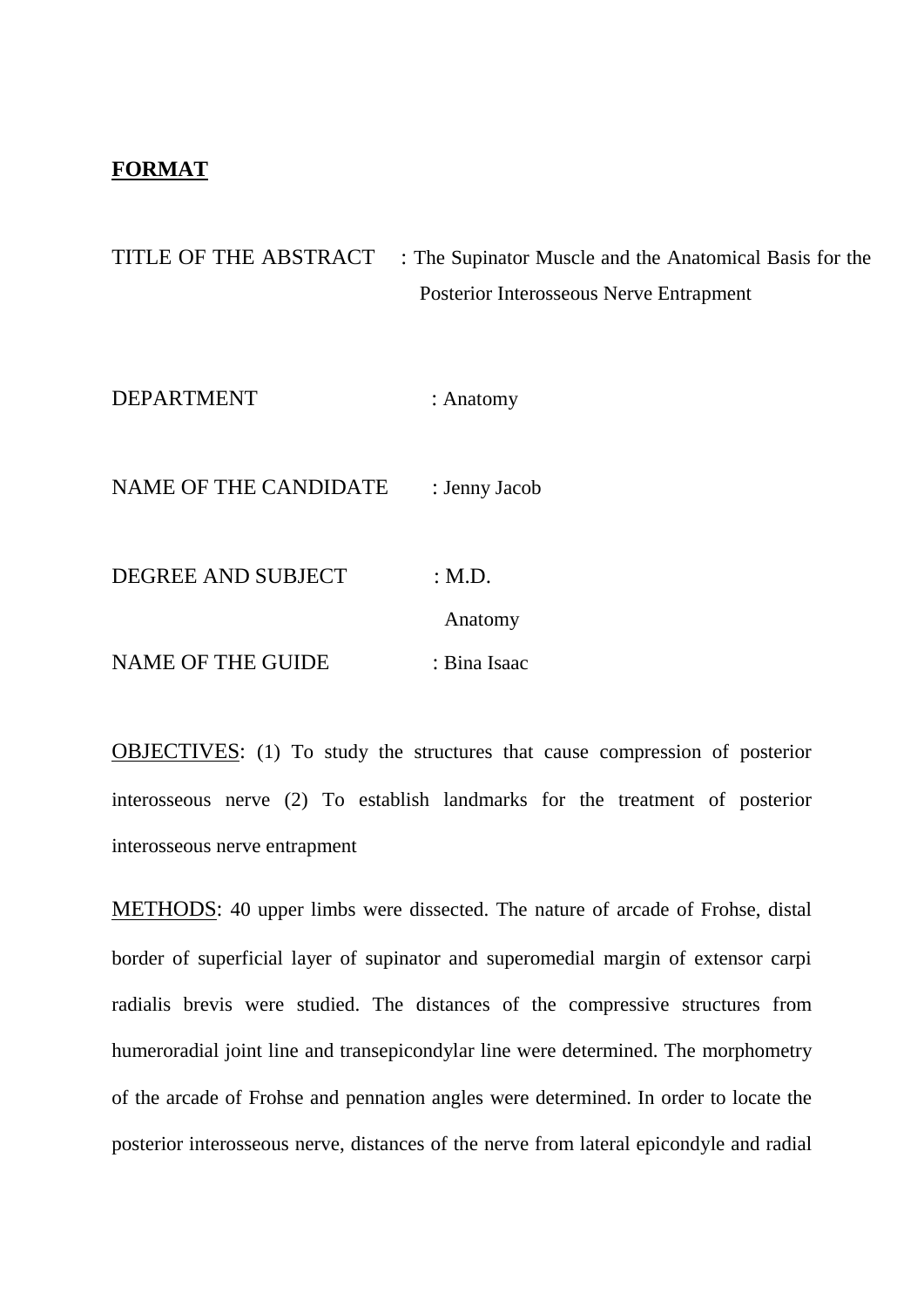**FORMAT**

TITLE OF THE ABSTRACT : The Supinator Muscle and the Anatomical Basis for the Posterior Interosseous Nerve Entrapment

DEPARTMENT : Anatomy

NAME OF THE CANDIDATE : Jenny Jacob

DEGREE AND SUBJECT : M.D. Anatomy

NAME OF THE GUIDE : Bina Isaac

OBJECTIVES: (1) To study the structures that cause compression of posterior interosseous nerve (2) To establish landmarks for the treatment of posterior interosseous nerve entrapment

METHODS: 40 upper limbs were dissected. The nature of arcade of Frohse, distal border of superficial layer of supinator and superomedial margin of extensor carpi radialis brevis were studied. The distances of the compressive structures from humeroradial joint line and transepicondylar line were determined. The morphometry of the arcade of Frohse and pennation angles were determined. In order to locate the posterior interosseous nerve, distances of the nerve from lateral epicondyle and radial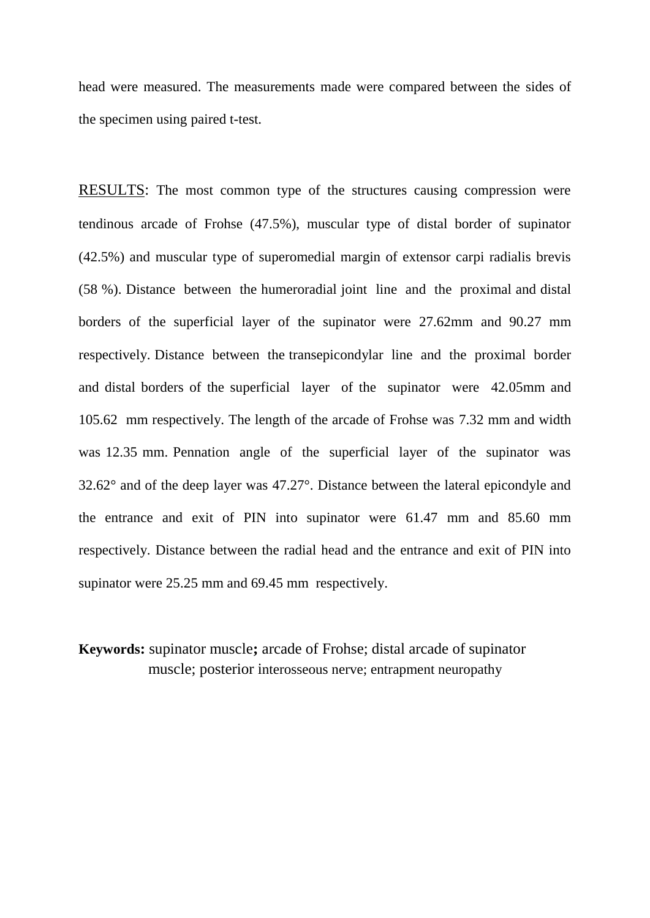head were measured. The measurements made were compared between the sides of the specimen using paired t-test.

RESULTS: The most common type of the structures causing compression were tendinous arcade of Frohse (47.5%), muscular type of distal border of supinator (42.5%) and muscular type of superomedial margin of extensor carpi radialis brevis (58 %). Distance between the humeroradial joint line and the proximal and distal borders of the superficial layer of the supinator were 27.62mm and 90.27 mm respectively. Distance between the transepicondylar line and the proximal border and distal borders of the superficial layer of the supinator were 42.05mm and 105.62 mm respectively. The length of the arcade of Frohse was 7.32 mm and width was 12.35 mm. Pennation angle of the superficial layer of the supinator was 32.62° and of the deep layer was 47.27°. Distance between the lateral epicondyle and the entrance and exit of PIN into supinator were 61.47 mm and 85.60 mm respectively. Distance between the radial head and the entrance and exit of PIN into supinator were 25.25 mm and 69.45 mm respectively.

**Keywords:** supinator muscle**;** arcade of Frohse; distal arcade of supinator muscle; posterior interosseous nerve; entrapment neuropathy